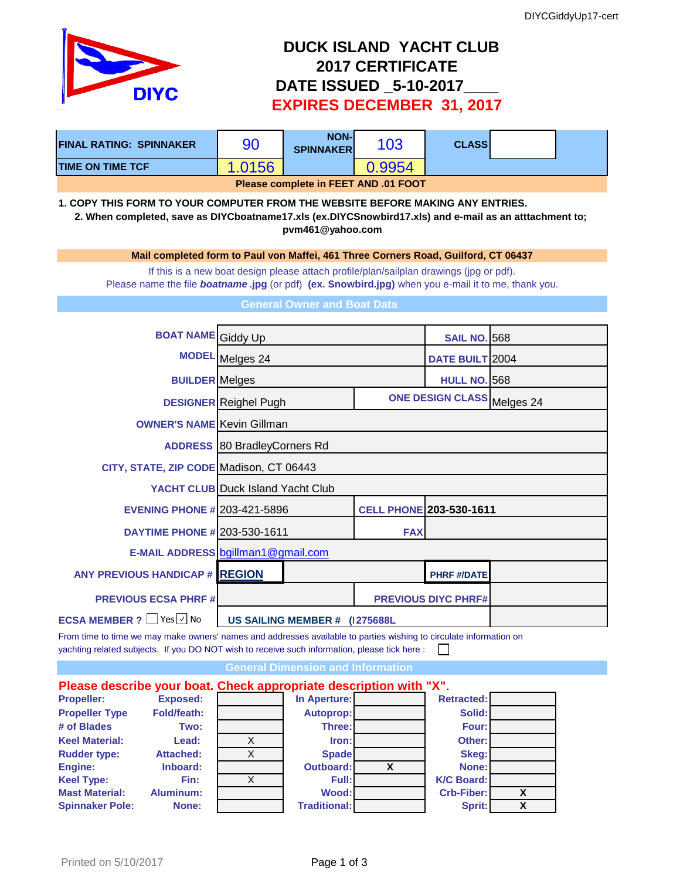DIYCGiddyUp17-cert

DIYC

# DUCK ISLAND YACHT CLUB
# 2017 CERTIFICATE
# DATE ISSUED _5-10-2017____
# EXPIRES DECEMBER 31, 2017

| FINAL RATING: SPINNAKER | 90 | NON-SPINNAKER | 103 | CLASS | |
|---|---|---|---|---|---|
| TIME ON TIME TCF | 1.0156 | | 0.9954 | | |

**Please complete in FEET AND .01 FOOT**

**1. COPY THIS FORM TO YOUR COMPUTER FROM THE WEBSITE BEFORE MAKING ANY ENTRIES.**

**2. When completed, save as DIYCboatname17.xls (ex.DIYCSnowbird17.xls) and e-mail as an atttachment to; pvm461@yahoo.com**

**Mail completed form to Paul von Maffei, 461 Three Corners Road, Guilford, CT 06437**

If this is a new boat design please attach profile/plan/sailplan drawings (jpg or pdf).
Please name the file ***boatname*** **.jpg** (or pdf) **(ex. Snowbird.jpg)** when you e-mail it to me, thank you.

## General Owner and Boat Data

| | | | |
|---|---|---|---|
| BOAT NAME | Giddy Up | SAIL NO. | 568 |
| MODEL | Melges 24 | DATE BUILT | 2004 |
| BUILDER | Melges | HULL NO. | 568 |
| DESIGNER | Reighel Pugh | ONE DESIGN CLASS | Melges 24 |
| OWNER'S NAME | Kevin Gillman | | |
| ADDRESS | 80 BradleyCorners Rd | | |
| CITY, STATE, ZIP CODE | Madison, CT 06443 | | |
| YACHT CLUB | Duck Island Yacht Club | | |
| EVENING PHONE # | 203-421-5896 | CELL PHONE | 203-530-1611 |
| DAYTIME PHONE # | 203-530-1611 | FAX | |
| E-MAIL ADDRESS | bgillman1@gmail.com | | |
| ANY PREVIOUS HANDICAP # | REGION | PHRF #/DATE | |
| PREVIOUS ECSA PHRF # | | PREVIOUS DIYC PHRF# | |
| ECSA MEMBER ? ☐ Yes ☑ No | US SAILING MEMBER # (I275688L | | |

From time to time we may make owners' names and addresses available to parties wishing to circulate information on yachting related subjects. If you DO NOT wish to receive such information, please tick here : ☐

## General Dimension and Information

**Please describe your boat. Check appropriate description with "X".**

| | | | | | | |
|---|---|---|---|---|---|---|
| Propeller: | Exposed: | | In Aperture: | | Retracted: | |
| Propeller Type | Fold/feath: | | Autoprop: | | Solid: | |
| # of Blades | Two: | | Three: | | Four: | |
| Keel Material: | Lead: | X | Iron: | | Other: | |
| Rudder type: | Attached: | X | Spade | | Skeg: | |
| Engine: | Inboard: | | Outboard: | X | None: | |
| Keel Type: | Fin: | X | Full: | | K/C Board: | |
| Mast Material: | Aluminum: | | Wood: | | Crb-Fiber: | X |
| Spinnaker Pole: | None: | | Traditional: | | Sprit: | X |

Printed on 5/10/2017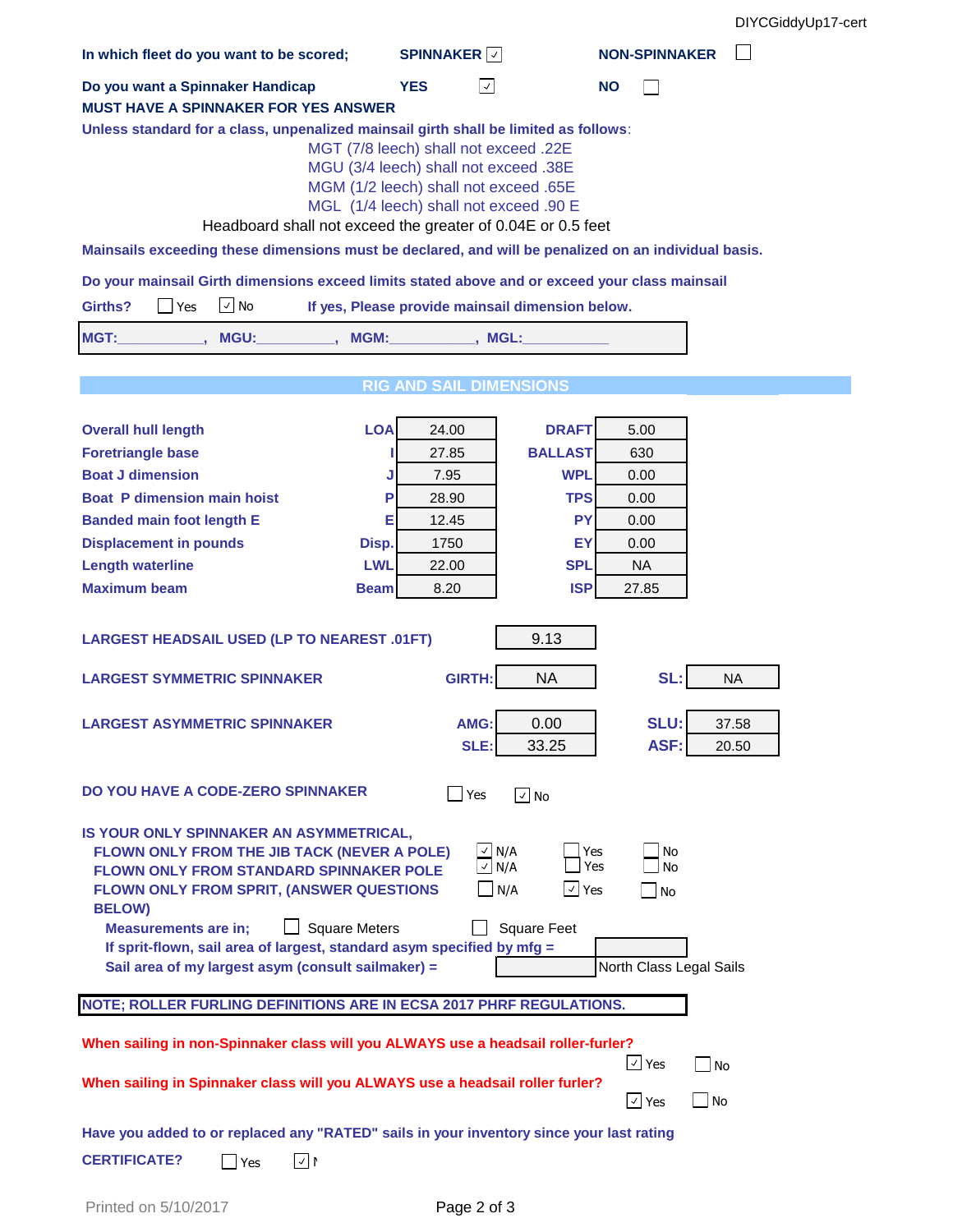DIYCGiddyUp17-cert

**In which fleet do you want to be scored;** **SPINNAKER** ☑ **NON-SPINNAKER** ☐

**Do you want a Spinnaker Handicap** **YES** ☑ **NO** ☐

**MUST HAVE A SPINNAKER FOR YES ANSWER**

**Unless standard for a class, unpenalized mainsail girth shall be limited as follows**:

MGT (7/8 leech) shall not exceed .22E
MGU (3/4 leech) shall not exceed .38E
MGM (1/2 leech) shall not exceed .65E
MGL (1/4 leech) shall not exceed .90 E

Headboard shall not exceed the greater of 0.04E or 0.5 feet

**Mainsails exceeding these dimensions must be declared, and will be penalized on an individual basis.**

**Do your mainsail Girth dimensions exceed limits stated above and or exceed your class mainsail Girths?** ☐ Yes ☑ No **If yes, Please provide mainsail dimension below.**

**MGT:\_\_\_\_\_\_\_\_\_\_\_, MGU:\_\_\_\_\_\_\_\_\_\_, MGM:\_\_\_\_\_\_\_\_\_\_\_, MGL:\_\_\_\_\_\_\_\_\_\_\_**

## RIG AND SAIL DIMENSIONS

| | | | | |
|---|---|---|---|---|
| **Overall hull length** | **LOA** | 24.00 | **DRAFT** | 5.00 |
| **Foretriangle base** | **I** | 27.85 | **BALLAST** | 630 |
| **Boat J dimension** | **J** | 7.95 | **WPL** | 0.00 |
| **Boat P dimension main hoist** | **P** | 28.90 | **TPS** | 0.00 |
| **Banded main foot length E** | **E** | 12.45 | **PY** | 0.00 |
| **Displacement in pounds** | **Disp.** | 1750 | **EY** | 0.00 |
| **Length waterline** | **LWL** | 22.00 | **SPL** | NA |
| **Maximum beam** | **Beam** | 8.20 | **ISP** | 27.85 |

**LARGEST HEADSAIL USED (LP TO NEAREST .01FT)** 9.13

**LARGEST SYMMETRIC SPINNAKER** **GIRTH:** NA **SL:** NA

**LARGEST ASYMMETRIC SPINNAKER** **AMG:** 0.00 **SLU:** 37.58 **SLE:** 33.25 **ASF:** 20.50

**DO YOU HAVE A CODE-ZERO SPINNAKER** ☐ Yes ☑ No

**IS YOUR ONLY SPINNAKER AN ASYMMETRICAL,**

| | | | |
|---|---|---|---|
| **FLOWN ONLY FROM THE JIB TACK (NEVER A POLE)** | ☑ N/A | ☐ Yes | ☐ No |
| **FLOWN ONLY FROM STANDARD SPINNAKER POLE** | ☑ N/A | ☐ Yes | ☐ No |
| **FLOWN ONLY FROM SPRIT, (ANSWER QUESTIONS BELOW)** | ☐ N/A | ☑ Yes | ☐ No |

**Measurements are in;** ☐ Square Meters ☐ Square Feet

**If sprit-flown, sail area of largest, standard asym specified by mfg =**

**Sail area of my largest asym (consult sailmaker) =** North Class Legal Sails

**NOTE; ROLLER FURLING DEFINITIONS ARE IN ECSA 2017 PHRF REGULATIONS.**

**When sailing in non-Spinnaker class will you ALWAYS use a headsail roller-furler?** ☑ Yes ☐ No

**When sailing in Spinnaker class will you ALWAYS use a headsail roller furler?** ☑ Yes ☐ No

**Have you added to or replaced any "RATED" sails in your inventory since your last rating CERTIFICATE?** ☐ Yes ☑ N

Printed on 5/10/2017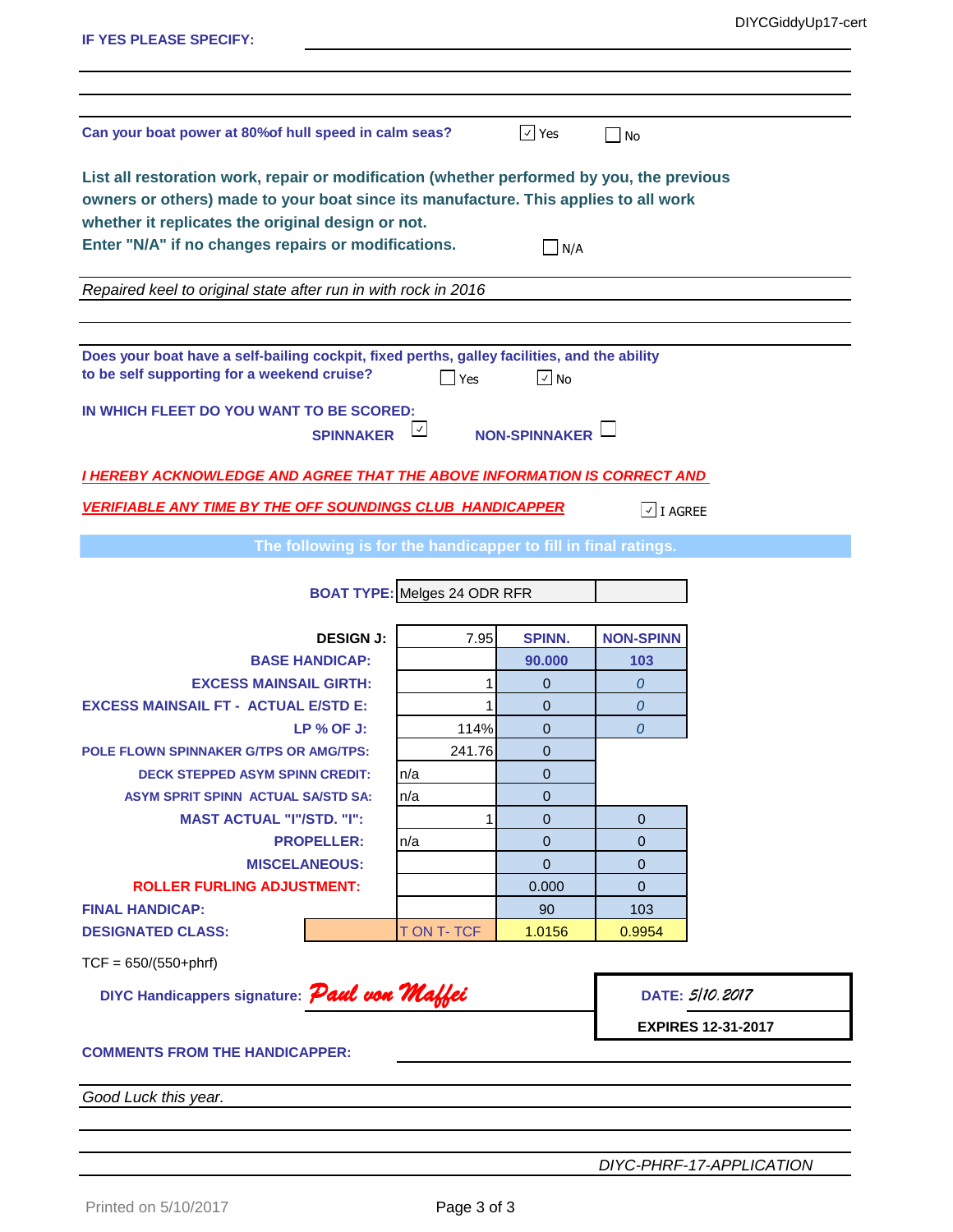**IF YES PLEASE SPECIFY:**

**Can your boat power at 80%of hull speed in calm seas?** ☑ Yes ☐ No

**List all restoration work, repair or modification (whether performed by you, the previous owners or others) made to your boat since its manufacture. This applies to all work whether it replicates the original design or not.**
**Enter "N/A" if no changes repairs or modifications.** ☐ N/A

*Repaired keel to original state after run in with rock in 2016*

**Does your boat have a self-bailing cockpit, fixed perths, galley facilities, and the ability to be self supporting for a weekend cruise?** ☐ Yes ☑ No

**IN WHICH FLEET DO YOU WANT TO BE SCORED:**
**SPINNAKER** ☑ **NON-SPINNAKER** ☐

***I HEREBY ACKNOWLEDGE AND AGREE THAT THE ABOVE INFORMATION IS CORRECT AND VERIFIABLE ANY TIME BY THE OFF SOUNDINGS CLUB HANDICAPPER*** ☑ I AGREE

## The following is for the handicapper to fill in final ratings.

**BOAT TYPE:** Melges 24 ODR RFR

| | | **SPINN.** | **NON-SPINN** |
|---|---|---|---|
| **DESIGN J:** | 7.95 | | |
| **BASE HANDICAP:** | | 90.000 | 103 |
| **EXCESS MAINSAIL GIRTH:** | 1 | 0 | *0* |
| **EXCESS MAINSAIL FT - ACTUAL E/STD E:** | 1 | 0 | *0* |
| **LP % OF J:** | 114% | 0 | *0* |
| **POLE FLOWN SPINNAKER G/TPS OR AMG/TPS:** | 241.76 | 0 | |
| **DECK STEPPED ASYM SPINN CREDIT:** | n/a | 0 | |
| **ASYM SPRIT SPINN ACTUAL SA/STD SA:** | n/a | 0 | |
| **MAST ACTUAL "I"/STD. "I":** | 1 | 0 | 0 |
| **PROPELLER:** | n/a | 0 | 0 |
| **MISCELANEOUS:** | | 0 | 0 |
| **ROLLER FURLING ADJUSTMENT:** | | 0.000 | 0 |
| **FINAL HANDICAP:** | | 90 | 103 |
| **DESIGNATED CLASS:** | T ON T- TCF | 1.0156 | 0.9954 |

TCF = 650/(550+phrf)

**DIYC Handicappers signature:** *Paul von Maffei*

**DATE:** *5/10.2017*
**EXPIRES 12-31-2017**

**COMMENTS FROM THE HANDICAPPER:**

*Good Luck this year.*

*DIYC-PHRF-17-APPLICATION*